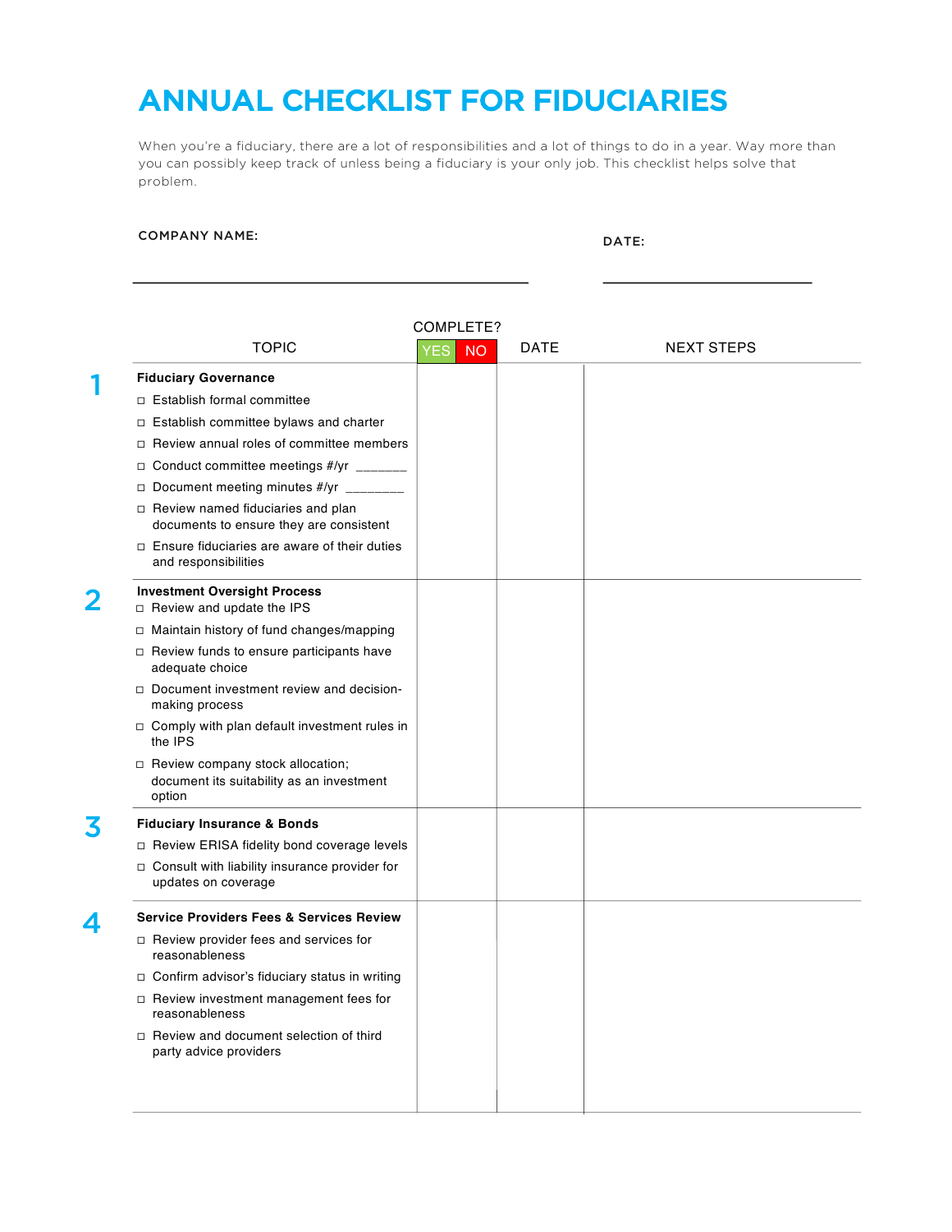# ANNUAL CHECKLIST FOR FIDUCIARIES

When you're a fiduciary, there are a lot of responsibilities and a lot of things to do in a year. Way more than you can possibly keep track of unless being a fiduciary is your only job. This checklist helps solve that problem.

COMPANY NAME: ______________________________

DATE: ____________________

| | TOPIC | COMPLETE? YES | COMPLETE? NO | DATE | NEXT STEPS |
|---|---|---|---|---|---|
| 1 | **Fiduciary Governance**<br>☐ Establish formal committee<br>☐ Establish committee bylaws and charter<br>☐ Review annual roles of committee members<br>☐ Conduct committee meetings #/yr _______<br>☐ Document meeting minutes #/yr ________<br>☐ Review named fiduciaries and plan documents to ensure they are consistent<br>☐ Ensure fiduciaries are aware of their duties and responsibilities | | | | |
| 2 | **Investment Oversight Process**<br>☐ Review and update the IPS<br>☐ Maintain history of fund changes/mapping<br>☐ Review funds to ensure participants have adequate choice<br>☐ Document investment review and decision-making process<br>☐ Comply with plan default investment rules in the IPS<br>☐ Review company stock allocation; document its suitability as an investment option | | | | |
| 3 | **Fiduciary Insurance & Bonds**<br>☐ Review ERISA fidelity bond coverage levels<br>☐ Consult with liability insurance provider for updates on coverage | | | | |
| 4 | **Service Providers Fees & Services Review**<br>☐ Review provider fees and services for reasonableness<br>☐ Confirm advisor's fiduciary status in writing<br>☐ Review investment management fees for reasonableness<br>☐ Review and document selection of third party advice providers | | | | |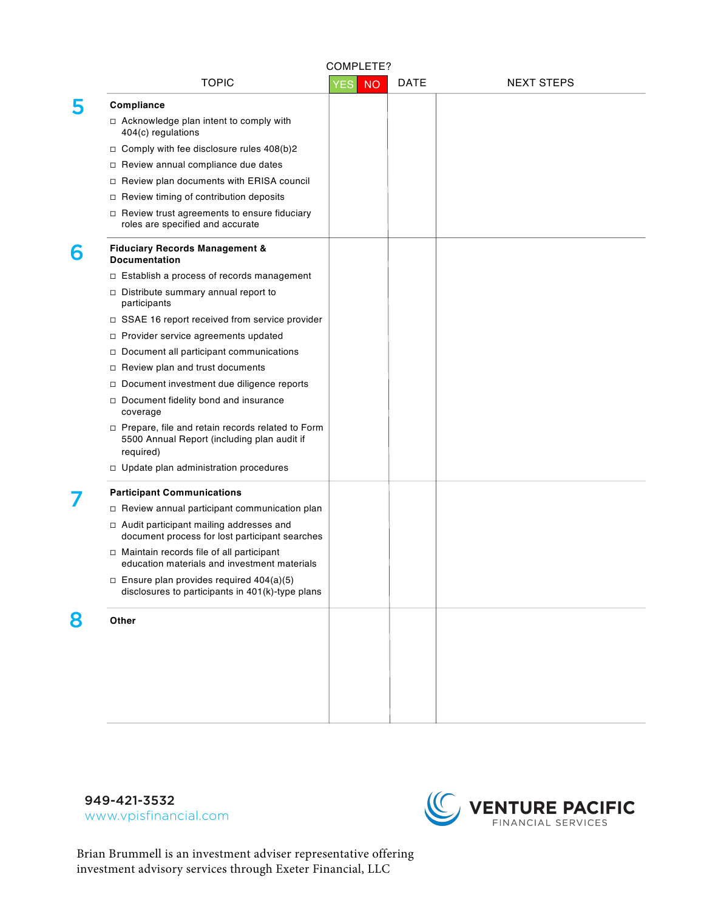| | TOPIC | COMPLETE? YES | COMPLETE? NO | DATE | NEXT STEPS |
|---|---|---|---|---|---|
| 5 | **Compliance**<br>☐ Acknowledge plan intent to comply with 404(c) regulations<br>☐ Comply with fee disclosure rules 408(b)2<br>☐ Review annual compliance due dates<br>☐ Review plan documents with ERISA council<br>☐ Review timing of contribution deposits<br>☐ Review trust agreements to ensure fiduciary roles are specified and accurate | | | | |
| 6 | **Fiduciary Records Management & Documentation**<br>☐ Establish a process of records management<br>☐ Distribute summary annual report to participants<br>☐ SSAE 16 report received from service provider<br>☐ Provider service agreements updated<br>☐ Document all participant communications<br>☐ Review plan and trust documents<br>☐ Document investment due diligence reports<br>☐ Document fidelity bond and insurance coverage<br>☐ Prepare, file and retain records related to Form 5500 Annual Report (including plan audit if required)<br>☐ Update plan administration procedures | | | | |
| 7 | **Participant Communications**<br>☐ Review annual participant communication plan<br>☐ Audit participant mailing addresses and document process for lost participant searches<br>☐ Maintain records file of all participant education materials and investment materials<br>☐ Ensure plan provides required 404(a)(5) disclosures to participants in 401(k)-type plans | | | | |
| 8 | **Other** | | | | |

949-421-3532
www.vpisfinancial.com

VENTURE PACIFIC
FINANCIAL SERVICES

Brian Brummell is an investment adviser representative offering investment advisory services through Exeter Financial, LLC